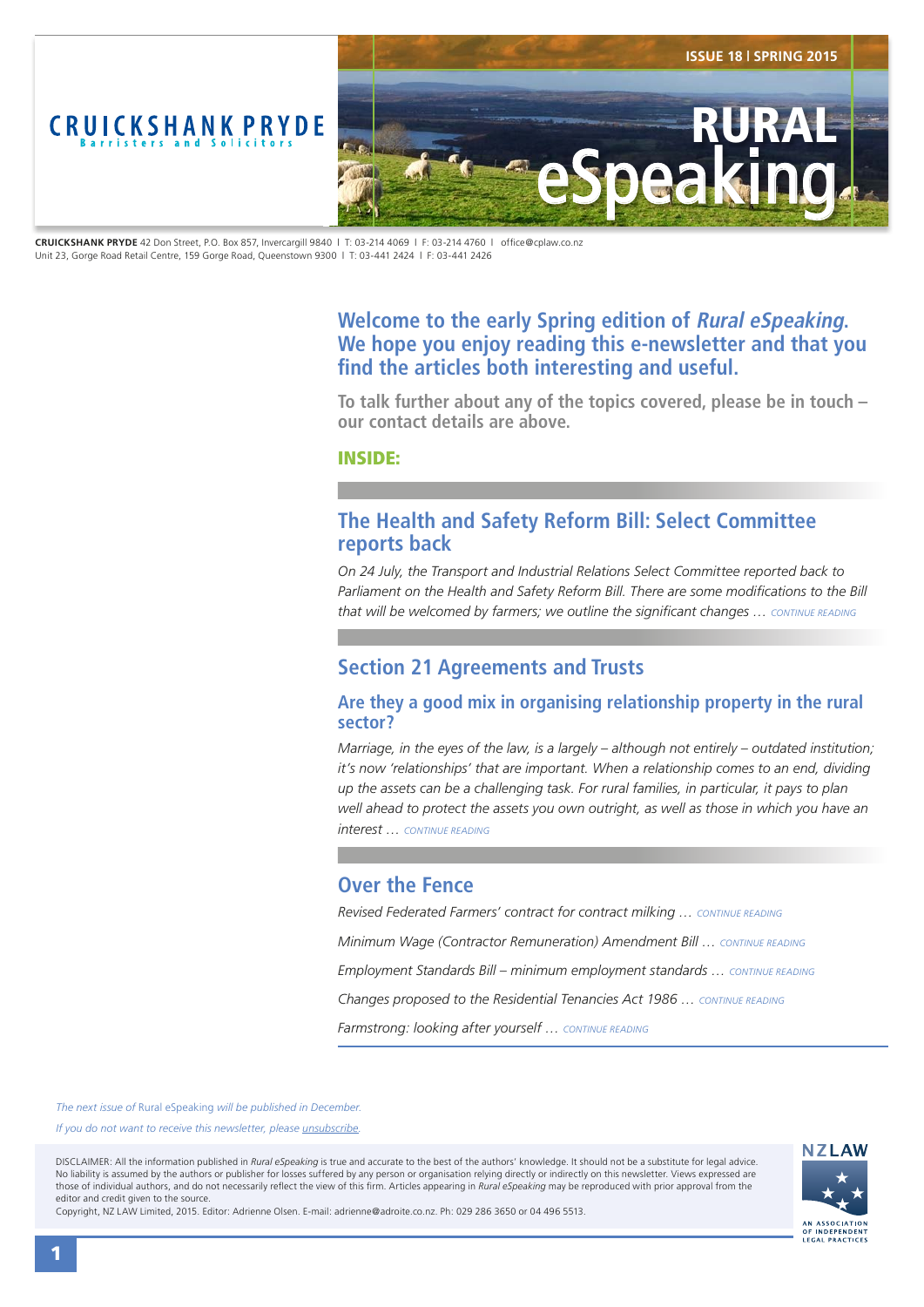# CRUICKSHANK PRYDE
Barristers and Solicitors

ISSUE 18 | SPRING 2015

# RURAL eSpeaking

**CRUICKSHANK PRYDE** 42 Don Street, P.O. Box 857, Invercargill 9840 | T: 03-214 4069 | F: 03-214 4760 | office@cplaw.co.nz
Unit 23, Gorge Road Retail Centre, 159 Gorge Road, Queenstown 9300 | T: 03-441 2424 | F: 03-441 2426

## Welcome to the early Spring edition of *Rural eSpeaking*. We hope you enjoy reading this e-newsletter and that you find the articles both interesting and useful.

**To talk further about any of the topics covered, please be in touch – our contact details are above.**

**INSIDE:**

## The Health and Safety Reform Bill: Select Committee reports back

*On 24 July, the Transport and Industrial Relations Select Committee reported back to Parliament on the Health and Safety Reform Bill. There are some modifications to the Bill that will be welcomed by farmers; we outline the significant changes …* CONTINUE READING

## Section 21 Agreements and Trusts

### Are they a good mix in organising relationship property in the rural sector?

*Marriage, in the eyes of the law, is a largely – although not entirely – outdated institution; it's now 'relationships' that are important. When a relationship comes to an end, dividing up the assets can be a challenging task. For rural families, in particular, it pays to plan well ahead to protect the assets you own outright, as well as those in which you have an interest …* CONTINUE READING

## Over the Fence

*Revised Federated Farmers' contract for contract milking …* CONTINUE READING

*Minimum Wage (Contractor Remuneration) Amendment Bill …* CONTINUE READING

*Employment Standards Bill – minimum employment standards …* CONTINUE READING

*Changes proposed to the Residential Tenancies Act 1986 …* CONTINUE READING

*Farmstrong: looking after yourself …* CONTINUE READING

*The next issue of* Rural eSpeaking *will be published in December.*

*If you do not want to receive this newsletter, please unsubscribe.*

DISCLAIMER: All the information published in *Rural eSpeaking* is true and accurate to the best of the authors' knowledge. It should not be a substitute for legal advice. No liability is assumed by the authors or publisher for losses suffered by any person or organisation relying directly or indirectly on this newsletter. Views expressed are those of individual authors, and do not necessarily reflect the view of this firm. Articles appearing in *Rural eSpeaking* may be reproduced with prior approval from the editor and credit given to the source.
Copyright, NZ LAW Limited, 2015. Editor: Adrienne Olsen. E-mail: adrienne@adroite.co.nz. Ph: 029 286 3650 or 04 496 5513.

NZLAW
AN ASSOCIATION OF INDEPENDENT LEGAL PRACTICES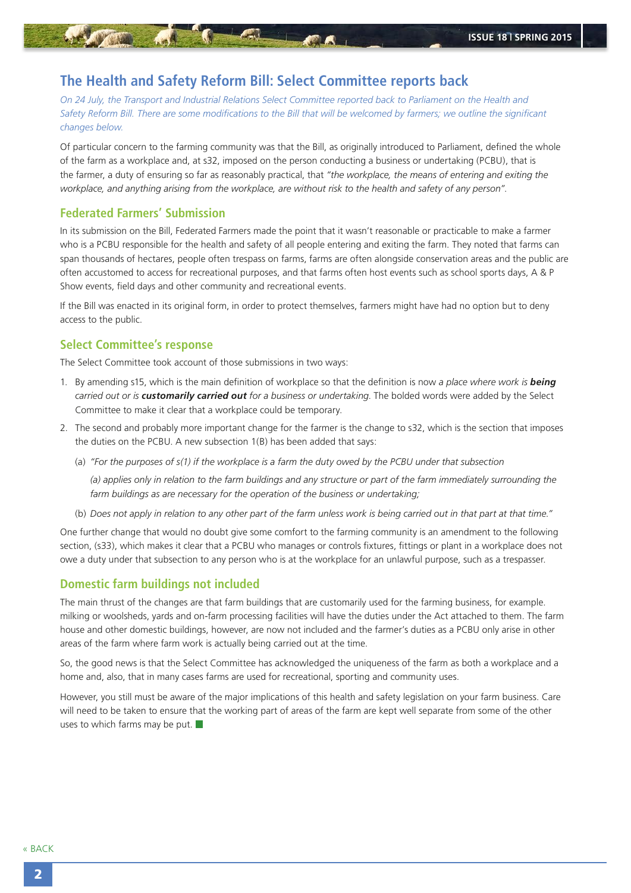# The Health and Safety Reform Bill: Select Committee reports back

*On 24 July, the Transport and Industrial Relations Select Committee reported back to Parliament on the Health and Safety Reform Bill. There are some modifications to the Bill that will be welcomed by farmers; we outline the significant changes below.*

Of particular concern to the farming community was that the Bill, as originally introduced to Parliament, defined the whole of the farm as a workplace and, at s32, imposed on the person conducting a business or undertaking (PCBU), that is the farmer, a duty of ensuring so far as reasonably practical, that *"the workplace, the means of entering and exiting the workplace, and anything arising from the workplace, are without risk to the health and safety of any person"*.

## Federated Farmers' Submission

In its submission on the Bill, Federated Farmers made the point that it wasn't reasonable or practicable to make a farmer who is a PCBU responsible for the health and safety of all people entering and exiting the farm. They noted that farms can span thousands of hectares, people often trespass on farms, farms are often alongside conservation areas and the public are often accustomed to access for recreational purposes, and that farms often host events such as school sports days, A & P Show events, field days and other community and recreational events.

If the Bill was enacted in its original form, in order to protect themselves, farmers might have had no option but to deny access to the public.

## Select Committee's response

The Select Committee took account of those submissions in two ways:

1. By amending s15, which is the main definition of workplace so that the definition is now *a place where work is* ***being*** *carried out or is* ***customarily carried out*** *for a business or undertaking*. The bolded words were added by the Select Committee to make it clear that a workplace could be temporary.
2. The second and probably more important change for the farmer is the change to s32, which is the section that imposes the duties on the PCBU. A new subsection 1(B) has been added that says:
   - (a) *"For the purposes of s(1) if the workplace is a farm the duty owed by the PCBU under that subsection*

     *(a) applies only in relation to the farm buildings and any structure or part of the farm immediately surrounding the farm buildings as are necessary for the operation of the business or undertaking;*
   - (b) *Does not apply in relation to any other part of the farm unless work is being carried out in that part at that time."*

One further change that would no doubt give some comfort to the farming community is an amendment to the following section, (s33), which makes it clear that a PCBU who manages or controls fixtures, fittings or plant in a workplace does not owe a duty under that subsection to any person who is at the workplace for an unlawful purpose, such as a trespasser.

## Domestic farm buildings not included

The main thrust of the changes are that farm buildings that are customarily used for the farming business, for example. milking or woolsheds, yards and on-farm processing facilities will have the duties under the Act attached to them. The farm house and other domestic buildings, however, are now not included and the farmer's duties as a PCBU only arise in other areas of the farm where farm work is actually being carried out at the time.

So, the good news is that the Select Committee has acknowledged the uniqueness of the farm as both a workplace and a home and, also, that in many cases farms are used for recreational, sporting and community uses.

However, you still must be aware of the major implications of this health and safety legislation on your farm business. Care will need to be taken to ensure that the working part of areas of the farm are kept well separate from some of the other uses to which farms may be put.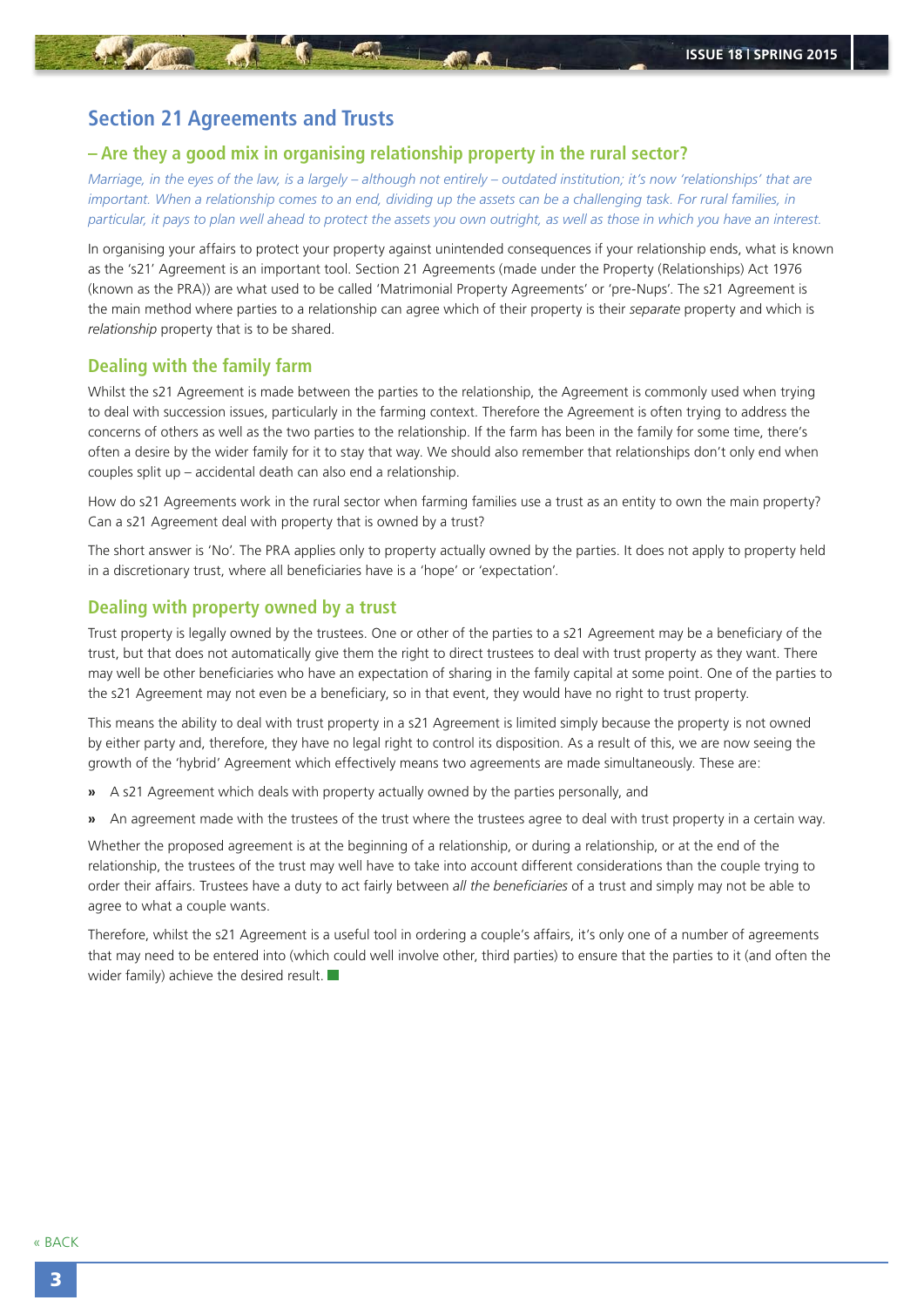## Section 21 Agreements and Trusts

### – Are they a good mix in organising relationship property in the rural sector?

*Marriage, in the eyes of the law, is a largely – although not entirely – outdated institution; it's now 'relationships' that are important. When a relationship comes to an end, dividing up the assets can be a challenging task. For rural families, in particular, it pays to plan well ahead to protect the assets you own outright, as well as those in which you have an interest.*

In organising your affairs to protect your property against unintended consequences if your relationship ends, what is known as the 's21' Agreement is an important tool. Section 21 Agreements (made under the Property (Relationships) Act 1976 (known as the PRA)) are what used to be called 'Matrimonial Property Agreements' or 'pre-Nups'. The s21 Agreement is the main method where parties to a relationship can agree which of their property is their *separate* property and which is *relationship* property that is to be shared.

### Dealing with the family farm

Whilst the s21 Agreement is made between the parties to the relationship, the Agreement is commonly used when trying to deal with succession issues, particularly in the farming context. Therefore the Agreement is often trying to address the concerns of others as well as the two parties to the relationship. If the farm has been in the family for some time, there's often a desire by the wider family for it to stay that way. We should also remember that relationships don't only end when couples split up – accidental death can also end a relationship.

How do s21 Agreements work in the rural sector when farming families use a trust as an entity to own the main property? Can a s21 Agreement deal with property that is owned by a trust?

The short answer is 'No'. The PRA applies only to property actually owned by the parties. It does not apply to property held in a discretionary trust, where all beneficiaries have is a 'hope' or 'expectation'.

### Dealing with property owned by a trust

Trust property is legally owned by the trustees. One or other of the parties to a s21 Agreement may be a beneficiary of the trust, but that does not automatically give them the right to direct trustees to deal with trust property as they want. There may well be other beneficiaries who have an expectation of sharing in the family capital at some point. One of the parties to the s21 Agreement may not even be a beneficiary, so in that event, they would have no right to trust property.

This means the ability to deal with trust property in a s21 Agreement is limited simply because the property is not owned by either party and, therefore, they have no legal right to control its disposition. As a result of this, we are now seeing the growth of the 'hybrid' Agreement which effectively means two agreements are made simultaneously. These are:

- A s21 Agreement which deals with property actually owned by the parties personally, and
- An agreement made with the trustees of the trust where the trustees agree to deal with trust property in a certain way.

Whether the proposed agreement is at the beginning of a relationship, or during a relationship, or at the end of the relationship, the trustees of the trust may well have to take into account different considerations than the couple trying to order their affairs. Trustees have a duty to act fairly between *all the beneficiaries* of a trust and simply may not be able to agree to what a couple wants.

Therefore, whilst the s21 Agreement is a useful tool in ordering a couple's affairs, it's only one of a number of agreements that may need to be entered into (which could well involve other, third parties) to ensure that the parties to it (and often the wider family) achieve the desired result.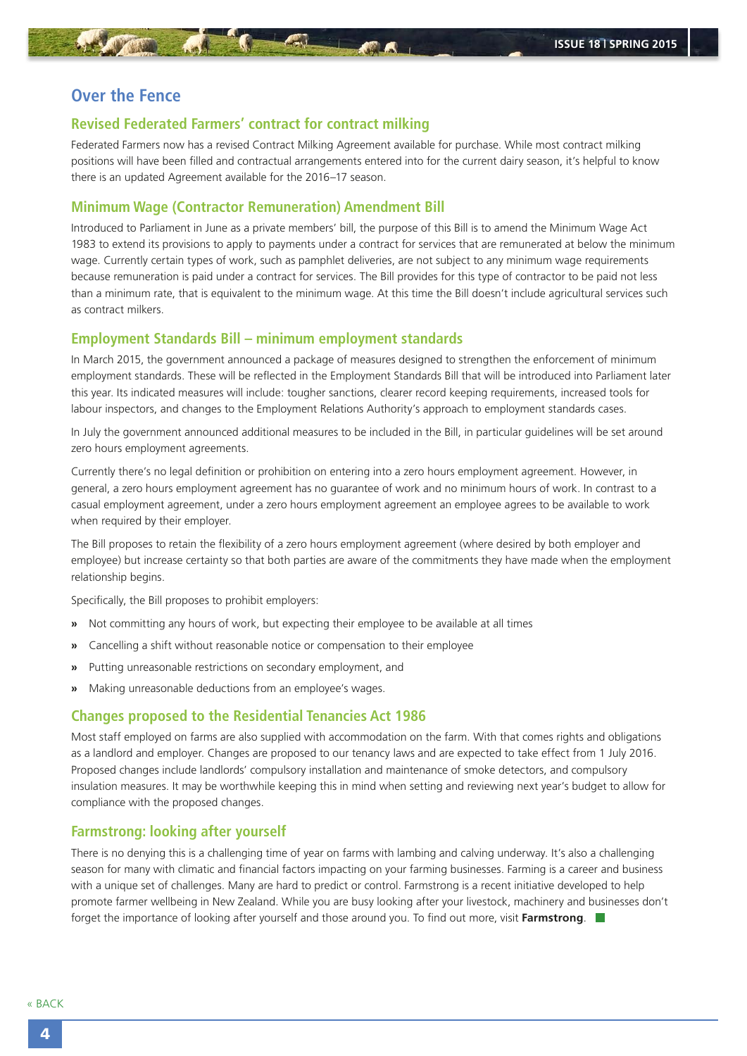# Over the Fence

## Revised Federated Farmers' contract for contract milking

Federated Farmers now has a revised Contract Milking Agreement available for purchase. While most contract milking positions will have been filled and contractual arrangements entered into for the current dairy season, it's helpful to know there is an updated Agreement available for the 2016–17 season.

## Minimum Wage (Contractor Remuneration) Amendment Bill

Introduced to Parliament in June as a private members' bill, the purpose of this Bill is to amend the Minimum Wage Act 1983 to extend its provisions to apply to payments under a contract for services that are remunerated at below the minimum wage. Currently certain types of work, such as pamphlet deliveries, are not subject to any minimum wage requirements because remuneration is paid under a contract for services. The Bill provides for this type of contractor to be paid not less than a minimum rate, that is equivalent to the minimum wage. At this time the Bill doesn't include agricultural services such as contract milkers.

## Employment Standards Bill – minimum employment standards

In March 2015, the government announced a package of measures designed to strengthen the enforcement of minimum employment standards. These will be reflected in the Employment Standards Bill that will be introduced into Parliament later this year. Its indicated measures will include: tougher sanctions, clearer record keeping requirements, increased tools for labour inspectors, and changes to the Employment Relations Authority's approach to employment standards cases.

In July the government announced additional measures to be included in the Bill, in particular guidelines will be set around zero hours employment agreements.

Currently there's no legal definition or prohibition on entering into a zero hours employment agreement. However, in general, a zero hours employment agreement has no guarantee of work and no minimum hours of work. In contrast to a casual employment agreement, under a zero hours employment agreement an employee agrees to be available to work when required by their employer.

The Bill proposes to retain the flexibility of a zero hours employment agreement (where desired by both employer and employee) but increase certainty so that both parties are aware of the commitments they have made when the employment relationship begins.

Specifically, the Bill proposes to prohibit employers:

- Not committing any hours of work, but expecting their employee to be available at all times
- Cancelling a shift without reasonable notice or compensation to their employee
- Putting unreasonable restrictions on secondary employment, and
- Making unreasonable deductions from an employee's wages.

## Changes proposed to the Residential Tenancies Act 1986

Most staff employed on farms are also supplied with accommodation on the farm. With that comes rights and obligations as a landlord and employer. Changes are proposed to our tenancy laws and are expected to take effect from 1 July 2016. Proposed changes include landlords' compulsory installation and maintenance of smoke detectors, and compulsory insulation measures. It may be worthwhile keeping this in mind when setting and reviewing next year's budget to allow for compliance with the proposed changes.

## Farmstrong: looking after yourself

There is no denying this is a challenging time of year on farms with lambing and calving underway. It's also a challenging season for many with climatic and financial factors impacting on your farming businesses. Farming is a career and business with a unique set of challenges. Many are hard to predict or control. Farmstrong is a recent initiative developed to help promote farmer wellbeing in New Zealand. While you are busy looking after your livestock, machinery and businesses don't forget the importance of looking after yourself and those around you. To find out more, visit **Farmstrong**.

« BACK